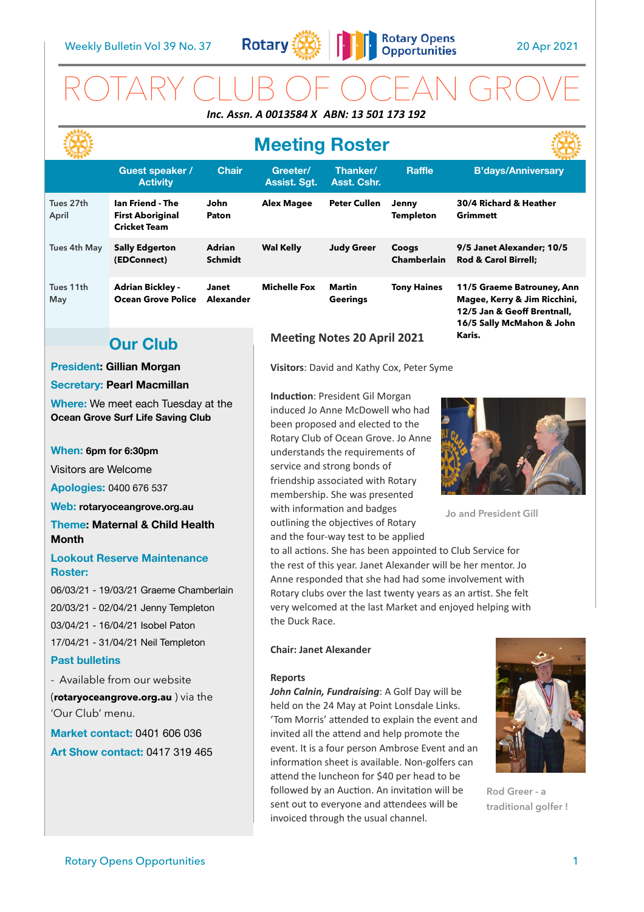Weekly Bulletin Vol 39 No. 37 — 20 Apr 2021

# ROTARY CLUB OF OCEAN GROVE

***Inc. Assn. A 0013584 X ABN: 13 501 173 192***

## Meeting Roster

| | Guest speaker / Activity | Chair | Greeter/ Assist. Sgt. | Thanker/ Asst. Cshr. | Raffle | B'days/Anniversary |
|---|---|---|---|---|---|---|
| Tues 27th April | **Ian Friend - The First Aboriginal Cricket Team** | **John Paton** | **Alex Magee** | **Peter Cullen** | **Jenny Templeton** | **30/4 Richard & Heather Grimmett** |
| Tues 4th May | **Sally Edgerton (EDConnect)** | **Adrian Schmidt** | **Wal Kelly** | **Judy Greer** | **Coogs Chamberlain** | **9/5 Janet Alexander; 10/5 Rod & Carol Birrell;** |
| Tues 11th May | **Adrian Bickley - Ocean Grove Police** | **Janet Alexander** | **Michelle Fox** | **Martin Geerings** | **Tony Haines** | **11/5 Graeme Batrouney, Ann Magee, Kerry & Jim Ricchini, 12/5 Jan & Geoff Brentnall, 16/5 Sally McMahon & John Karis.** |

## Our Club

**President: Gillian Morgan**

**Secretary: Pearl Macmillan**

**Where:** We meet each Tuesday at the **Ocean Grove Surf Life Saving Club**

**When: 6pm for 6:30pm**

Visitors are Welcome

**Apologies:** 0400 676 537

**Web: rotaryoceangrove.org.au**

**Theme: Maternal & Child Health Month**

**Lookout Reserve Maintenance Roster:**

06/03/21 - 19/03/21 Graeme Chamberlain

20/03/21 - 02/04/21 Jenny Templeton

03/04/21 - 16/04/21 Isobel Paton

17/04/21 - 31/04/21 Neil Templeton

**Past bulletins**

- Available from our website (**rotaryoceangrove.org.au** ) via the 'Our Club' menu.

**Market contact:** 0401 606 036

**Art Show contact:** 0417 319 465

## Meeting Notes 20 April 2021

**Visitors**: David and Kathy Cox, Peter Syme

**Induction**: President Gil Morgan induced Jo Anne McDowell who had been proposed and elected to the Rotary Club of Ocean Grove. Jo Anne understands the requirements of service and strong bonds of friendship associated with Rotary membership. She was presented with information and badges outlining the objectives of Rotary and the four-way test to be applied to all actions. She has been appointed to Club Service for the rest of this year. Janet Alexander will be her mentor. Jo Anne responded that she had had some involvement with Rotary clubs over the last twenty years as an artist. She felt very welcomed at the last Market and enjoyed helping with the Duck Race.

Jo and President Gill

**Chair: Janet Alexander**

**Reports**

***John Calnin, Fundraising***: A Golf Day will be held on the 24 May at Point Lonsdale Links. 'Tom Morris' attended to explain the event and invited all the attend and help promote the event. It is a four person Ambrose Event and an information sheet is available. Non-golfers can attend the luncheon for $40 per head to be followed by an Auction. An invitation will be sent out to everyone and attendees will be invoiced through the usual channel.

Rod Greer - a traditional golfer !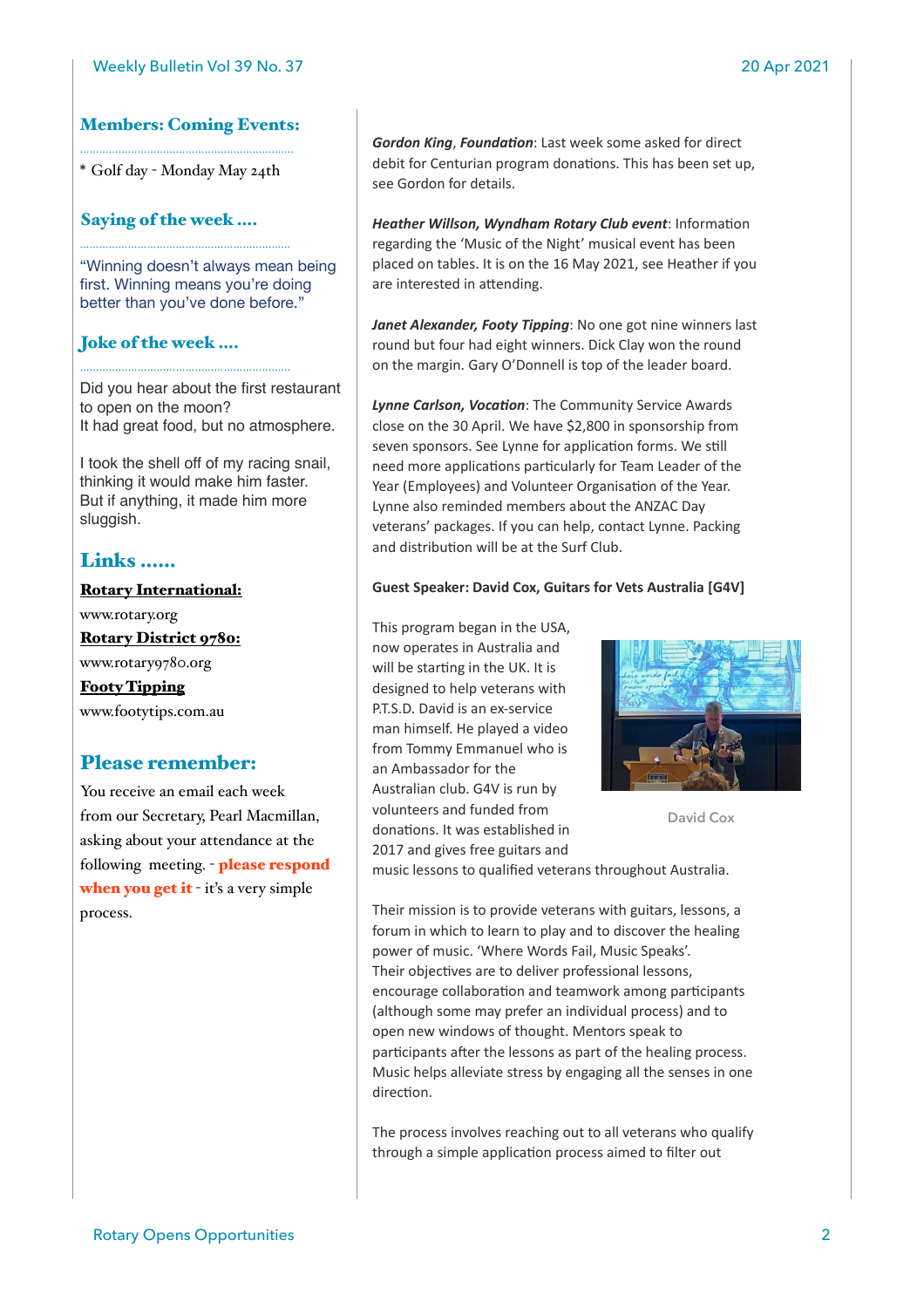## Members: Coming Events:

* Golf day - Monday May 24th

## Saying of the week ....

"Winning doesn't always mean being first. Winning means you're doing better than you've done before."

## Joke of the week ....

Did you hear about the first restaurant to open on the moon?
It had great food, but no atmosphere.

I took the shell off of my racing snail, thinking it would make him faster. But if anything, it made him more sluggish.

## Links ......

**Rotary International:**
www.rotary.org
**Rotary District 9780:**
www.rotary9780.org
**Footy Tipping**
www.footytips.com.au

## Please remember:

You receive an email each week from our Secretary, Pearl Macmillan, asking about your attendance at the following meeting. - **please respond when you get it** - it's a very simple process.

***Gordon King*, *Foundation***: Last week some asked for direct debit for Centurian program donations. This has been set up, see Gordon for details.

***Heather Willson, Wyndham Rotary Club event***: Information regarding the 'Music of the Night' musical event has been placed on tables. It is on the 16 May 2021, see Heather if you are interested in attending.

***Janet Alexander, Footy Tipping***: No one got nine winners last round but four had eight winners. Dick Clay won the round on the margin. Gary O'Donnell is top of the leader board.

***Lynne Carlson, Vocation***: The Community Service Awards close on the 30 April. We have $2,800 in sponsorship from seven sponsors. See Lynne for application forms. We still need more applications particularly for Team Leader of the Year (Employees) and Volunteer Organisation of the Year. Lynne also reminded members about the ANZAC Day veterans' packages. If you can help, contact Lynne. Packing and distribution will be at the Surf Club.

**Guest Speaker: David Cox, Guitars for Vets Australia [G4V]**

This program began in the USA, now operates in Australia and will be starting in the UK. It is designed to help veterans with P.T.S.D. David is an ex-service man himself. He played a video from Tommy Emmanuel who is an Ambassador for the Australian club. G4V is run by volunteers and funded from donations. It was established in 2017 and gives free guitars and music lessons to qualified veterans throughout Australia.

David Cox

Their mission is to provide veterans with guitars, lessons, a forum in which to learn to play and to discover the healing power of music. 'Where Words Fail, Music Speaks'.
Their objectives are to deliver professional lessons, encourage collaboration and teamwork among participants (although some may prefer an individual process) and to open new windows of thought. Mentors speak to participants after the lessons as part of the healing process. Music helps alleviate stress by engaging all the senses in one direction.

The process involves reaching out to all veterans who qualify through a simple application process aimed to filter out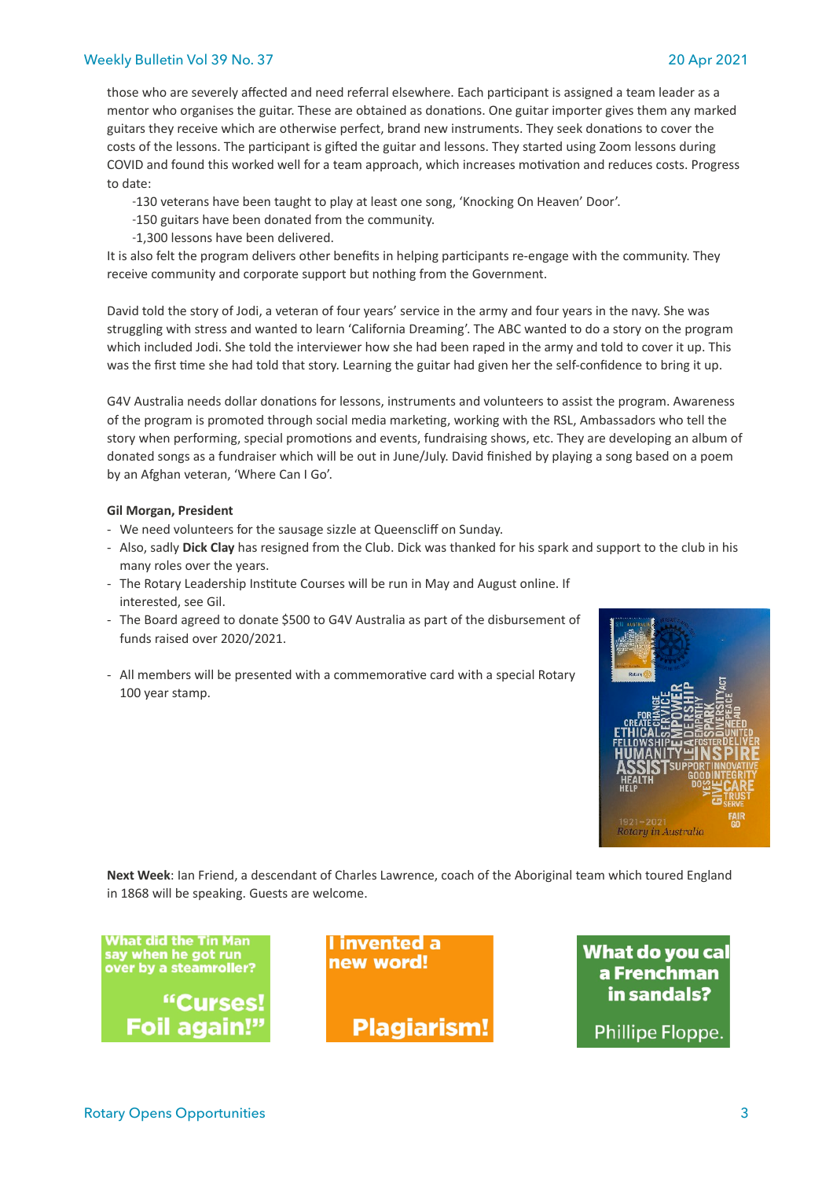those who are severely affected and need referral elsewhere. Each participant is assigned a team leader as a mentor who organises the guitar. These are obtained as donations. One guitar importer gives them any marked guitars they receive which are otherwise perfect, brand new instruments. They seek donations to cover the costs of the lessons. The participant is gifted the guitar and lessons. They started using Zoom lessons during COVID and found this worked well for a team approach, which increases motivation and reduces costs. Progress to date:

-130 veterans have been taught to play at least one song, 'Knocking On Heaven' Door'.
-150 guitars have been donated from the community.
-1,300 lessons have been delivered.

It is also felt the program delivers other benefits in helping participants re-engage with the community. They receive community and corporate support but nothing from the Government.

David told the story of Jodi, a veteran of four years' service in the army and four years in the navy. She was struggling with stress and wanted to learn 'California Dreaming'. The ABC wanted to do a story on the program which included Jodi. She told the interviewer how she had been raped in the army and told to cover it up. This was the first time she had told that story. Learning the guitar had given her the self-confidence to bring it up.

G4V Australia needs dollar donations for lessons, instruments and volunteers to assist the program. Awareness of the program is promoted through social media marketing, working with the RSL, Ambassadors who tell the story when performing, special promotions and events, fundraising shows, etc. They are developing an album of donated songs as a fundraiser which will be out in June/July. David finished by playing a song based on a poem by an Afghan veteran, 'Where Can I Go'.

**Gil Morgan, President**

- We need volunteers for the sausage sizzle at Queenscliff on Sunday.
- Also, sadly **Dick Clay** has resigned from the Club. Dick was thanked for his spark and support to the club in his many roles over the years.
- The Rotary Leadership Institute Courses will be run in May and August online. If interested, see Gil.
- The Board agreed to donate $500 to G4V Australia as part of the disbursement of funds raised over 2020/2021.
- All members will be presented with a commemorative card with a special Rotary 100 year stamp.

**Next Week**: Ian Friend, a descendant of Charles Lawrence, coach of the Aboriginal team which toured England in 1868 will be speaking. Guests are welcome.

What did the Tin Man say when he got run over by a steamroller?
"Curses! Foil again!"

I invented a new word!
Plagiarism!

What do you call a Frenchman in sandals?
Phillipe Floppe.